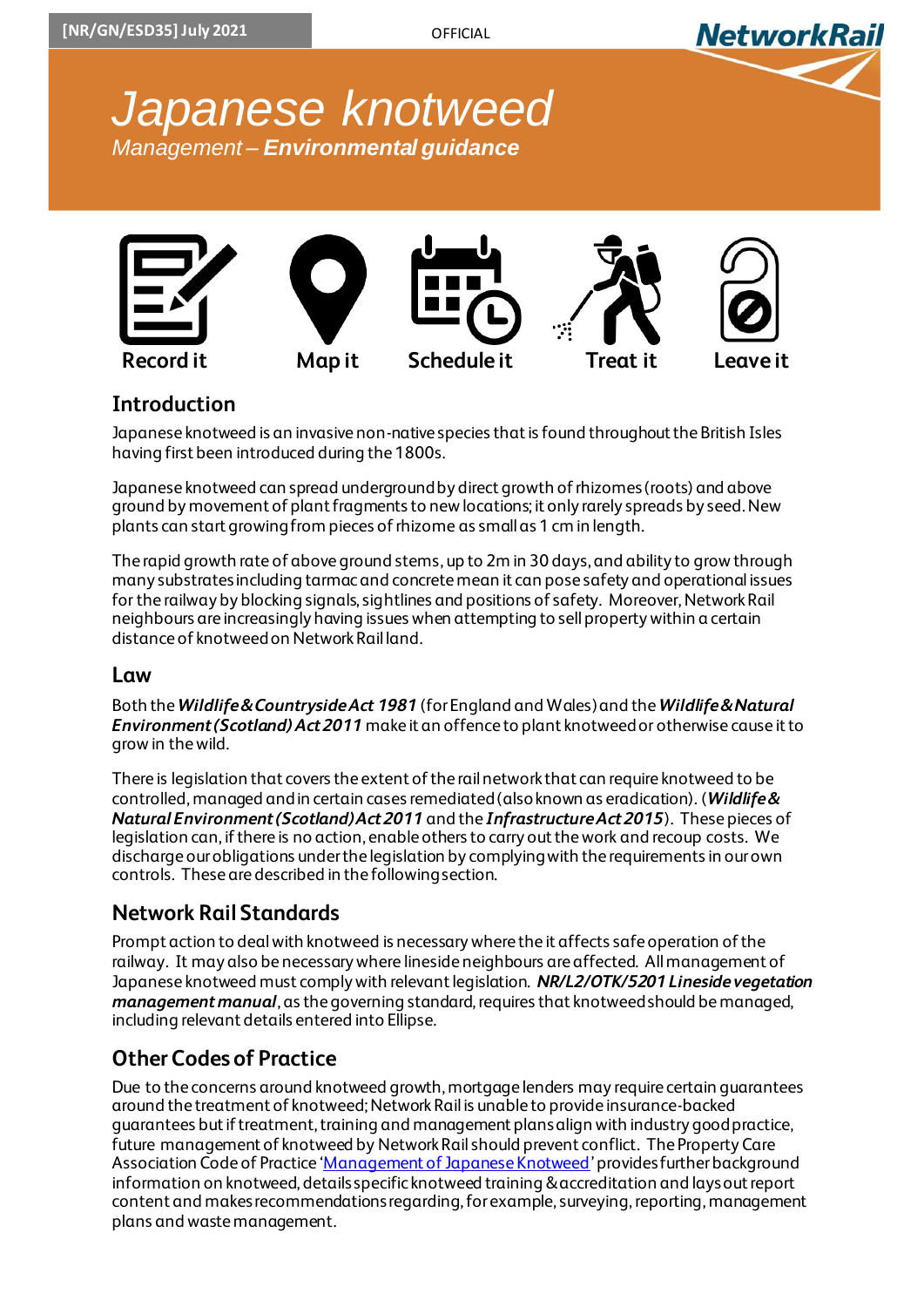[NR/GN/ESD35] July 2021

OFFICIAL

# Japanese knotweed

*Management – **Environmental guidance***

Record it | Map it | Schedule it | Treat it | Leave it

## Introduction

Japanese knotweed is an invasive non-native species that is found throughout the British Isles having first been introduced during the 1800s.

Japanese knotweed can spread underground by direct growth of rhizomes (roots) and above ground by movement of plant fragments to new locations; it only rarely spreads by seed. New plants can start growing from pieces of rhizome as small as 1 cm in length.

The rapid growth rate of above ground stems, up to 2m in 30 days, and ability to grow through many substrates including tarmac and concrete mean it can pose safety and operational issues for the railway by blocking signals, sightlines and positions of safety. Moreover, Network Rail neighbours are increasingly having issues when attempting to sell property within a certain distance of knotweed on Network Rail land.

## Law

Both the ***Wildlife & Countryside Act 1981*** (for England and Wales) and the ***Wildlife & Natural Environment (Scotland) Act 2011*** make it an offence to plant knotweed or otherwise cause it to grow in the wild.

There is legislation that covers the extent of the rail network that can require knotweed to be controlled, managed and in certain cases remediated (also known as eradication). (***Wildlife & Natural Environment (Scotland) Act 2011*** and the ***Infrastructure Act 2015***). These pieces of legislation can, if there is no action, enable others to carry out the work and recoup costs. We discharge our obligations under the legislation by complying with the requirements in our own controls. These are described in the following section.

## Network Rail Standards

Prompt action to deal with knotweed is necessary where the it affects safe operation of the railway. It may also be necessary where lineside neighbours are affected. All management of Japanese knotweed must comply with relevant legislation. ***NR/L2/OTK/5201 Lineside vegetation management manual***, as the governing standard, requires that knotweed should be managed, including relevant details entered into Ellipse.

## Other Codes of Practice

Due to the concerns around knotweed growth, mortgage lenders may require certain guarantees around the treatment of knotweed; Network Rail is unable to provide insurance-backed guarantees but if treatment, training and management plans align with industry good practice, future management of knotweed by Network Rail should prevent conflict. The Property Care Association Code of Practice '[Management of Japanese Knotweed](https://)' provides further background information on knotweed, details specific knotweed training & accreditation and lays out report content and makes recommendations regarding, for example, surveying, reporting, management plans and waste management.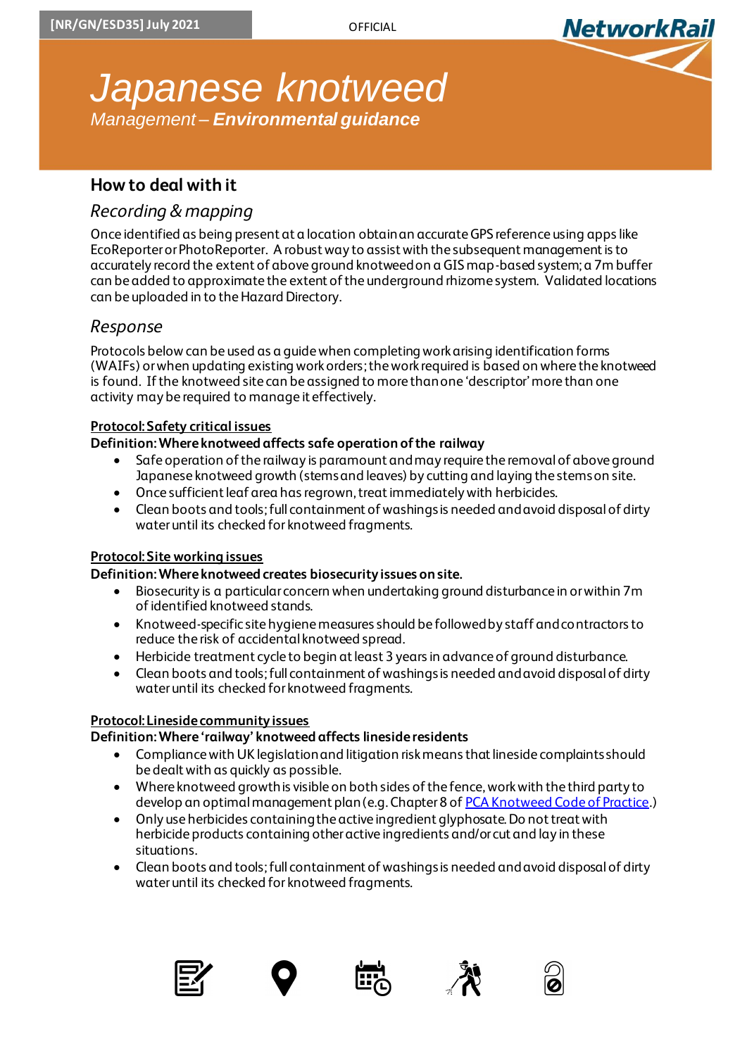# Japanese knotweed

*Management – **Environmental guidance***

## How to deal with it

### *Recording & mapping*

Once identified as being present at a location obtain an accurate GPS reference using apps like EcoReporter or PhotoReporter. A robust way to assist with the subsequent management is to accurately record the extent of above ground knotweed on a GIS map-based system; a 7m buffer can be added to approximate the extent of the underground rhizome system. Validated locations can be uploaded in to the Hazard Directory.

### *Response*

Protocols below can be used as a guide when completing work arising identification forms (WAIFs) or when updating existing work orders; the work required is based on where the knotweed is found. If the knotweed site can be assigned to more than one 'descriptor' more than one activity may be required to manage it effectively.

**Protocol: Safety critical issues**

**Definition: Where knotweed affects safe operation of the railway**

- Safe operation of the railway is paramount and may require the removal of above ground Japanese knotweed growth (stems and leaves) by cutting and laying the stems on site.
- Once sufficient leaf area has regrown, treat immediately with herbicides.
- Clean boots and tools; full containment of washings is needed and avoid disposal of dirty water until its checked for knotweed fragments.

**Protocol: Site working issues**

**Definition: Where knotweed creates biosecurity issues on site.**

- Biosecurity is a particular concern when undertaking ground disturbance in or within 7m of identified knotweed stands.
- Knotweed-specific site hygiene measures should be followed by staff and contractors to reduce the risk of accidental knotweed spread.
- Herbicide treatment cycle to begin at least 3 years in advance of ground disturbance.
- Clean boots and tools; full containment of washings is needed and avoid disposal of dirty water until its checked for knotweed fragments.

**Protocol: Lineside community issues**

**Definition: Where 'railway' knotweed affects lineside residents**

- Compliance with UK legislation and litigation risk means that lineside complaints should be dealt with as quickly as possible.
- Where knotweed growth is visible on both sides of the fence, work with the third party to develop an optimal management plan (e.g. Chapter 8 of PCA Knotweed Code of Practice.)
- Only use herbicides containing the active ingredient glyphosate. Do not treat with herbicide products containing other active ingredients and/or cut and lay in these situations.
- Clean boots and tools; full containment of washings is needed and avoid disposal of dirty water until its checked for knotweed fragments.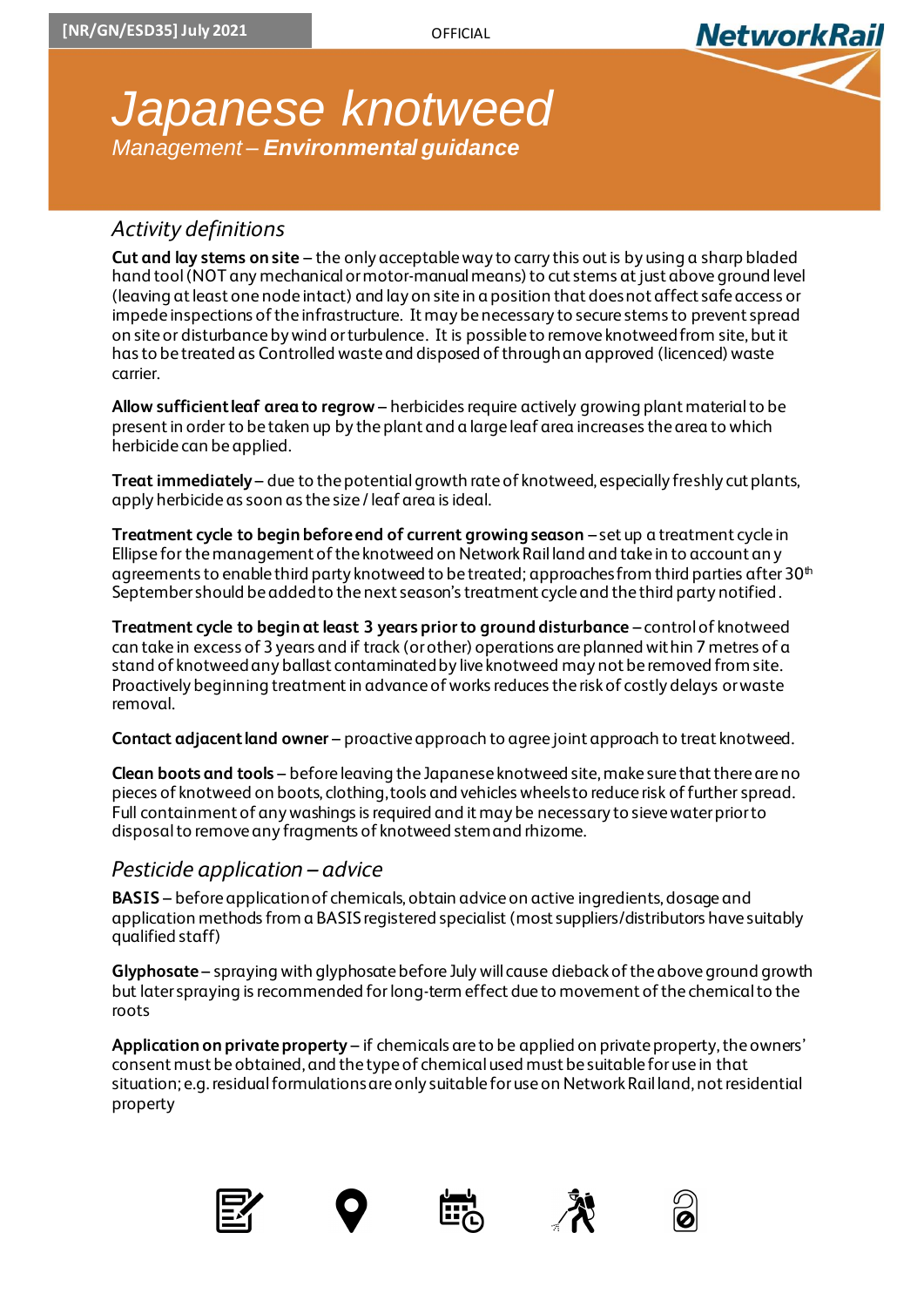# Japanese knotweed

*Management – **Environmental guidance***

## *Activity definitions*

**Cut and lay stems on site** – the only acceptable way to carry this out is by using a sharp bladed hand tool (NOT any mechanical or motor-manual means) to cut stems at just above ground level (leaving at least one node intact) and lay on site in a position that does not affect safe access or impede inspections of the infrastructure. It may be necessary to secure stems to prevent spread on site or disturbance by wind or turbulence. It is possible to remove knotweed from site, but it has to be treated as Controlled waste and disposed of through an approved (licenced) waste carrier.

**Allow sufficient leaf area to regrow** – herbicides require actively growing plant material to be present in order to be taken up by the plant and a large leaf area increases the area to which herbicide can be applied.

**Treat immediately** – due to the potential growth rate of knotweed, especially freshly cut plants, apply herbicide as soon as the size / leaf area is ideal.

**Treatment cycle to begin before end of current growing season** – set up a treatment cycle in Ellipse for the management of the knotweed on Network Rail land and take in to account any agreements to enable third party knotweed to be treated; approaches from third parties after 30th September should be added to the next season's treatment cycle and the third party notified.

**Treatment cycle to begin at least 3 years prior to ground disturbance** – control of knotweed can take in excess of 3 years and if track (or other) operations are planned within 7 metres of a stand of knotweed any ballast contaminated by live knotweed may not be removed from site. Proactively beginning treatment in advance of works reduces the risk of costly delays or waste removal.

**Contact adjacent land owner** – proactive approach to agree joint approach to treat knotweed.

**Clean boots and tools** – before leaving the Japanese knotweed site, make sure that there are no pieces of knotweed on boots, clothing, tools and vehicles wheels to reduce risk of further spread. Full containment of any washings is required and it may be necessary to sieve water prior to disposal to remove any fragments of knotweed stem and rhizome.

## *Pesticide application – advice*

**BASIS** – before application of chemicals, obtain advice on active ingredients, dosage and application methods from a BASIS registered specialist (most suppliers/distributors have suitably qualified staff)

**Glyphosate** – spraying with glyphosate before July will cause dieback of the above ground growth but later spraying is recommended for long-term effect due to movement of the chemical to the roots

**Application on private property** – if chemicals are to be applied on private property, the owners' consent must be obtained, and the type of chemical used must be suitable for use in that situation; e.g. residual formulations are only suitable for use on Network Rail land, not residential property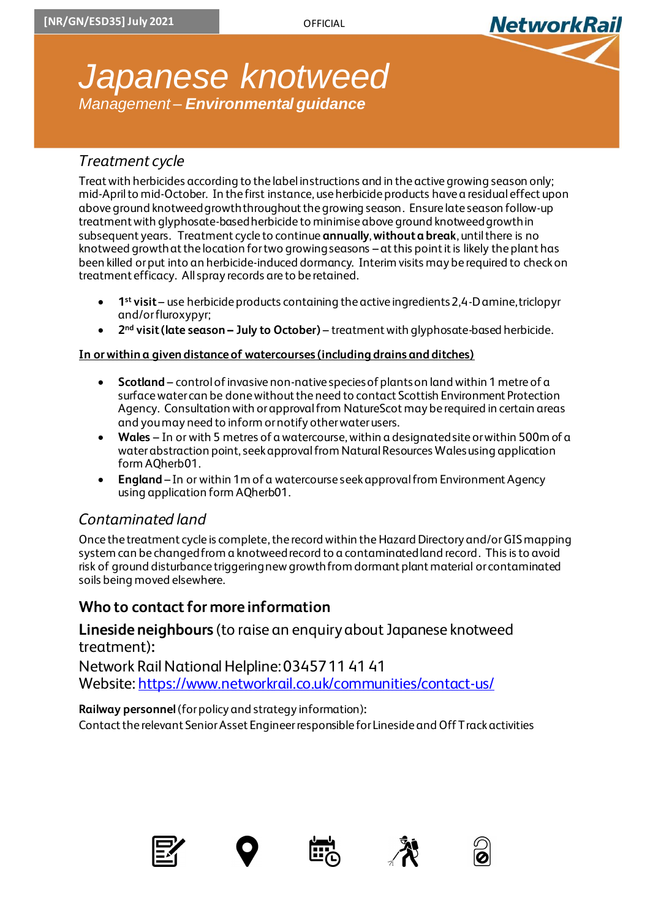# Japanese knotweed

*Management – **Environmental guidance***

## *Treatment cycle*

Treat with herbicides according to the label instructions and in the active growing season only; mid-April to mid-October. In the first instance, use herbicide products have a residual effect upon above ground knotweed growth throughout the growing season. Ensure late season follow-up treatment with glyphosate-based herbicide to minimise above ground knotweed growth in subsequent years. Treatment cycle to continue **annually**, **without a break**, until there is no knotweed growth at the location for two growing seasons – at this point it is likely the plant has been killed or put into an herbicide-induced dormancy. Interim visits may be required to check on treatment efficacy. All spray records are to be retained.

- **1st visit** – use herbicide products containing the active ingredients 2,4-D amine, triclopyr and/or fluroxypyr;
- **2nd visit (late season – July to October)** – treatment with glyphosate-based herbicide.

**In or within a given distance of watercourses (including drains and ditches)**

- **Scotland** – control of invasive non-native species of plants on land within 1 metre of a surface water can be done without the need to contact Scottish Environment Protection Agency. Consultation with or approval from NatureScot may be required in certain areas and you may need to inform or notify other water users.
- **Wales** – In or with 5 metres of a watercourse, within a designated site or within 500m of a water abstraction point, seek approval from Natural Resources Wales using application form AQherb01.
- **England** – In or within 1m of a watercourse seek approval from Environment Agency using application form AQherb01.

## *Contaminated land*

Once the treatment cycle is complete, the record within the Hazard Directory and/or GIS mapping system can be changed from a knotweed record to a contaminated land record. This is to avoid risk of ground disturbance triggering new growth from dormant plant material or contaminated soils being moved elsewhere.

## Who to contact for more information

**Lineside neighbours** (to raise an enquiry about Japanese knotweed treatment):

Network Rail National Helpline: 03457 11 41 41
Website: https://www.networkrail.co.uk/communities/contact-us/

**Railway personnel** (for policy and strategy information):
Contact the relevant Senior Asset Engineer responsible for Lineside and Off Track activities